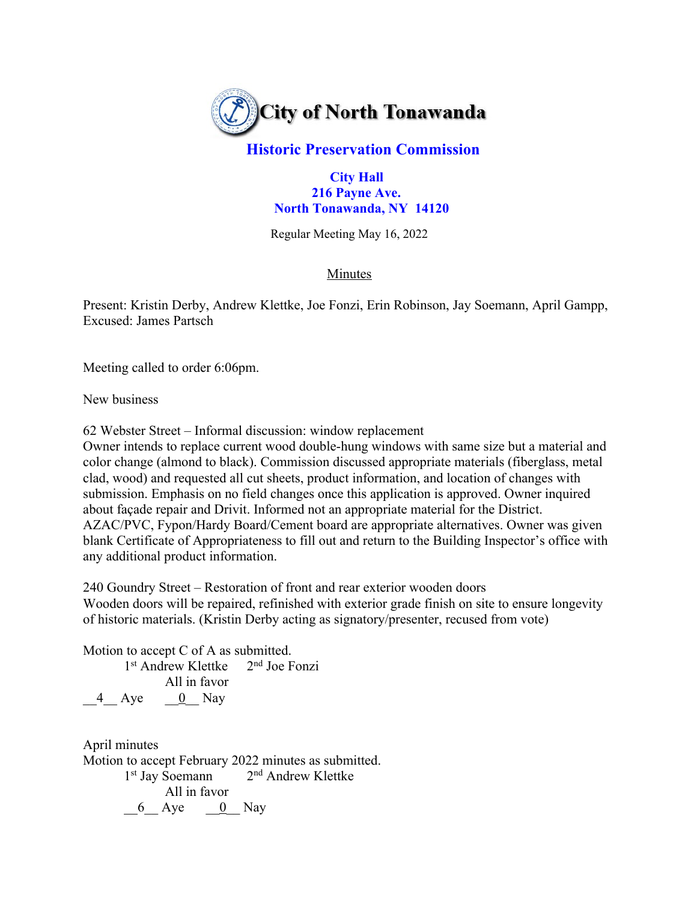# City of North Tonawanda

## Historic Preservation Commission

**City Hall**
**216 Payne Ave.**
**North Tonawanda, NY 14120**

Regular Meeting May 16, 2022

Minutes

Present: Kristin Derby, Andrew Klettke, Joe Fonzi, Erin Robinson, Jay Soemann, April Gampp,
Excused: James Partsch

Meeting called to order 6:06pm.

New business

62 Webster Street – Informal discussion: window replacement
Owner intends to replace current wood double-hung windows with same size but a material and color change (almond to black). Commission discussed appropriate materials (fiberglass, metal clad, wood) and requested all cut sheets, product information, and location of changes with submission. Emphasis on no field changes once this application is approved. Owner inquired about façade repair and Drivit. Informed not an appropriate material for the District. AZAC/PVC, Fypon/Hardy Board/Cement board are appropriate alternatives. Owner was given blank Certificate of Appropriateness to fill out and return to the Building Inspector's office with any additional product information.

240 Goundry Street – Restoration of front and rear exterior wooden doors
Wooden doors will be repaired, refinished with exterior grade finish on site to ensure longevity of historic materials. (Kristin Derby acting as signatory/presenter, recused from vote)

Motion to accept C of A as submitted.
1st Andrew Klettke 2nd Joe Fonzi
All in favor
__4__ Aye __0__ Nay

April minutes
Motion to accept February 2022 minutes as submitted.
1st Jay Soemann 2nd Andrew Klettke
All in favor
__6__ Aye __0__ Nay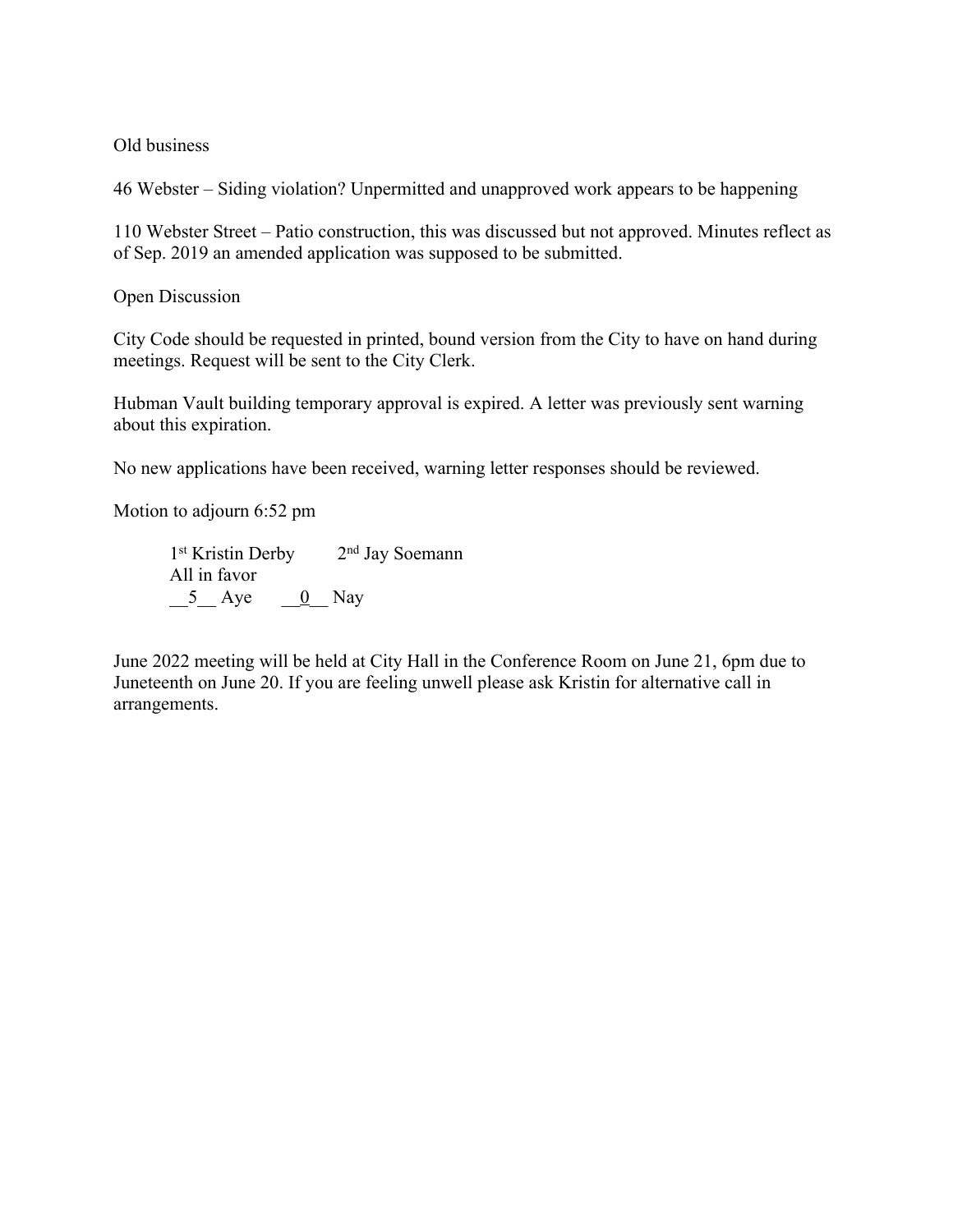Old business

46 Webster – Siding violation? Unpermitted and unapproved work appears to be happening

110 Webster Street – Patio construction, this was discussed but not approved. Minutes reflect as of Sep. 2019 an amended application was supposed to be submitted.

Open Discussion

City Code should be requested in printed, bound version from the City to have on hand during meetings. Request will be sent to the City Clerk.

Hubman Vault building temporary approval is expired. A letter was previously sent warning about this expiration.

No new applications have been received, warning letter responses should be reviewed.

Motion to adjourn 6:52 pm

> 1st Kristin Derby 2nd Jay Soemann
> All in favor
> __5__ Aye __0__ Nay

June 2022 meeting will be held at City Hall in the Conference Room on June 21, 6pm due to Juneteenth on June 20. If you are feeling unwell please ask Kristin for alternative call in arrangements.